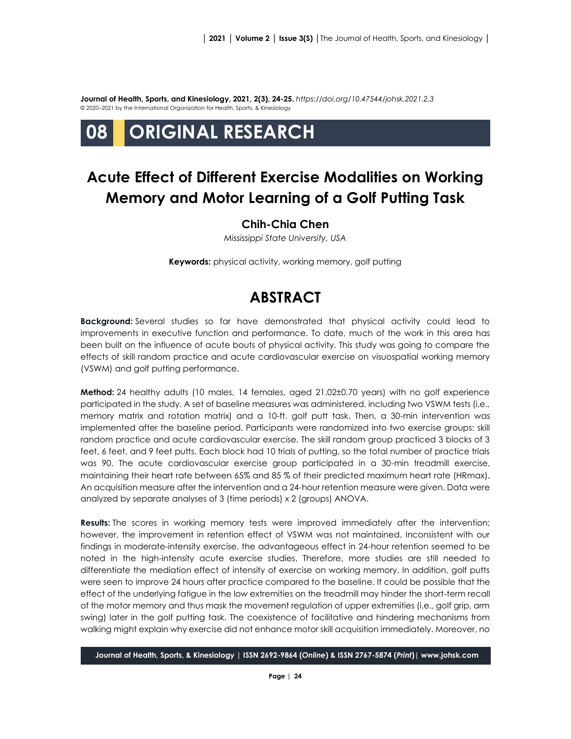**Journal of Health, Sports, and Kinesiology, 2021, 2(3), 24-25.** *https://doi.org/10.47544/johsk.2021.2.3*
© 2020–2021 by the International Organization for Health, Sports, & Kinesiology

# 08 ORIGINAL RESEARCH

# Acute Effect of Different Exercise Modalities on Working Memory and Motor Learning of a Golf Putting Task

**Chih-Chia Chen**

*Mississippi State University, USA*

**Keywords:** physical activity, working memory, golf putting

## ABSTRACT

**Background:** Several studies so far have demonstrated that physical activity could lead to improvements in executive function and performance. To date, much of the work in this area has been built on the influence of acute bouts of physical activity. This study was going to compare the effects of skill random practice and acute cardiovascular exercise on visuospatial working memory (VSWM) and golf putting performance.

**Method:** 24 healthy adults (10 males, 14 females, aged 21.02±0.70 years) with no golf experience participated in the study. A set of baseline measures was administered, including two VSWM tests (i.e., memory matrix and rotation matrix) and a 10-ft. golf putt task. Then, a 30-min intervention was implemented after the baseline period. Participants were randomized into two exercise groups: skill random practice and acute cardiovascular exercise. The skill random group practiced 3 blocks of 3 feet, 6 feet, and 9 feet putts. Each block had 10 trials of putting, so the total number of practice trials was 90. The acute cardiovascular exercise group participated in a 30-min treadmill exercise, maintaining their heart rate between 65% and 85 % of their predicted maximum heart rate (HRmax). An acquisition measure after the intervention and a 24-hour retention measure were given. Data were analyzed by separate analyses of 3 (time periods) x 2 (groups) ANOVA.

**Results:** The scores in working memory tests were improved immediately after the intervention; however, the improvement in retention effect of VSWM was not maintained. Inconsistent with our findings in moderate-intensity exercise, the advantageous effect in 24-hour retention seemed to be noted in the high-intensity acute exercise studies. Therefore, more studies are still needed to differentiate the mediation effect of intensity of exercise on working memory. In addition, golf putts were seen to improve 24 hours after practice compared to the baseline. It could be possible that the effect of the underlying fatigue in the low extremities on the treadmill may hinder the short-term recall of the motor memory and thus mask the movement regulation of upper extremities (i.e., golf grip, arm swing) later in the golf putting task. The coexistence of facilitative and hindering mechanisms from walking might explain why exercise did not enhance motor skill acquisition immediately. Moreover, no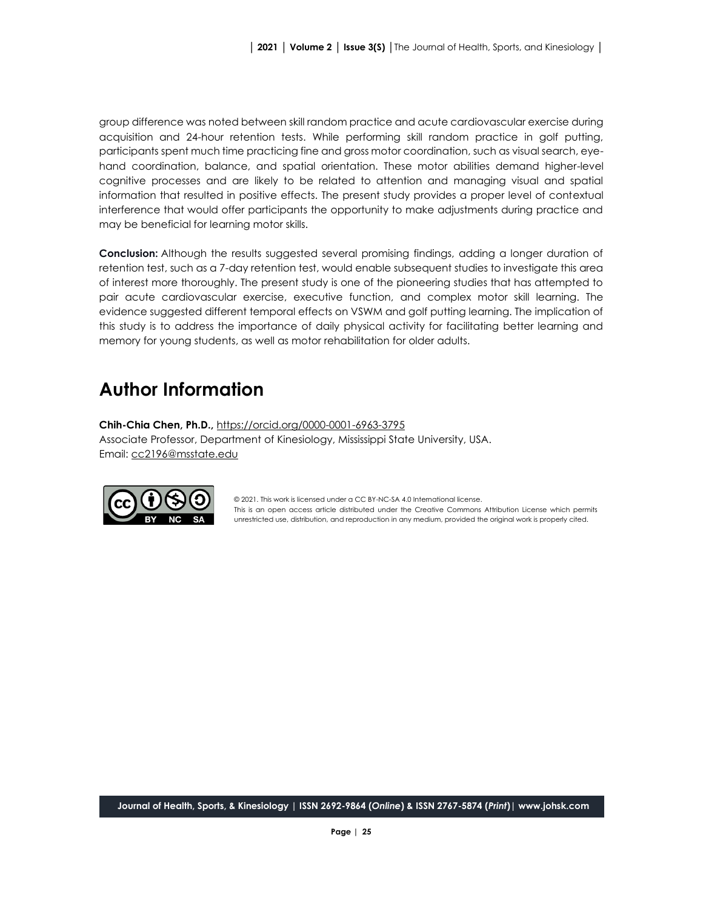group difference was noted between skill random practice and acute cardiovascular exercise during acquisition and 24-hour retention tests. While performing skill random practice in golf putting, participants spent much time practicing fine and gross motor coordination, such as visual search, eye-hand coordination, balance, and spatial orientation. These motor abilities demand higher-level cognitive processes and are likely to be related to attention and managing visual and spatial information that resulted in positive effects. The present study provides a proper level of contextual interference that would offer participants the opportunity to make adjustments during practice and may be beneficial for learning motor skills.

**Conclusion:** Although the results suggested several promising findings, adding a longer duration of retention test, such as a 7-day retention test, would enable subsequent studies to investigate this area of interest more thoroughly. The present study is one of the pioneering studies that has attempted to pair acute cardiovascular exercise, executive function, and complex motor skill learning. The evidence suggested different temporal effects on VSWM and golf putting learning. The implication of this study is to address the importance of daily physical activity for facilitating better learning and memory for young students, as well as motor rehabilitation for older adults.

## Author Information

**Chih-Chia Chen, Ph.D.,** https://orcid.org/0000-0001-6963-3795
Associate Professor, Department of Kinesiology, Mississippi State University, USA.
Email: cc2196@msstate.edu

© 2021. This work is licensed under a CC BY-NC-SA 4.0 International license.
This is an open access article distributed under the Creative Commons Attribution License which permits unrestricted use, distribution, and reproduction in any medium, provided the original work is properly cited.